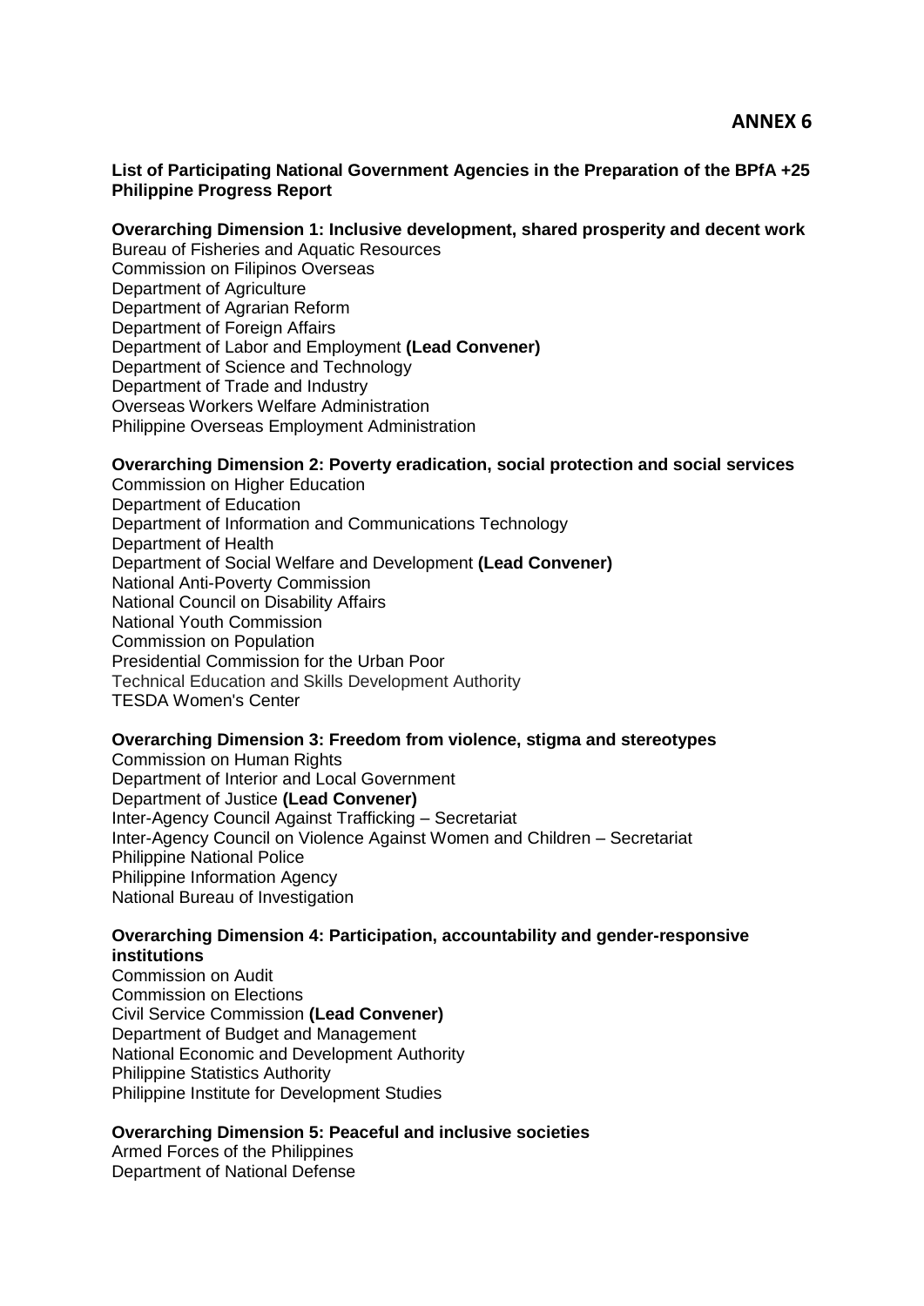# ANNEX 6

**List of Participating National Government Agencies in the Preparation of the BPfA +25 Philippine Progress Report**

**Overarching Dimension 1: Inclusive development, shared prosperity and decent work**

Bureau of Fisheries and Aquatic Resources
Commission on Filipinos Overseas
Department of Agriculture
Department of Agrarian Reform
Department of Foreign Affairs
Department of Labor and Employment **(Lead Convener)**
Department of Science and Technology
Department of Trade and Industry
Overseas Workers Welfare Administration
Philippine Overseas Employment Administration

**Overarching Dimension 2: Poverty eradication, social protection and social services**

Commission on Higher Education
Department of Education
Department of Information and Communications Technology
Department of Health
Department of Social Welfare and Development **(Lead Convener)**
National Anti-Poverty Commission
National Council on Disability Affairs
National Youth Commission
Commission on Population
Presidential Commission for the Urban Poor
Technical Education and Skills Development Authority
TESDA Women's Center

**Overarching Dimension 3: Freedom from violence, stigma and stereotypes**

Commission on Human Rights
Department of Interior and Local Government
Department of Justice **(Lead Convener)**
Inter-Agency Council Against Trafficking – Secretariat
Inter-Agency Council on Violence Against Women and Children – Secretariat
Philippine National Police
Philippine Information Agency
National Bureau of Investigation

**Overarching Dimension 4: Participation, accountability and gender-responsive institutions**

Commission on Audit
Commission on Elections
Civil Service Commission **(Lead Convener)**
Department of Budget and Management
National Economic and Development Authority
Philippine Statistics Authority
Philippine Institute for Development Studies

**Overarching Dimension 5: Peaceful and inclusive societies**

Armed Forces of the Philippines
Department of National Defense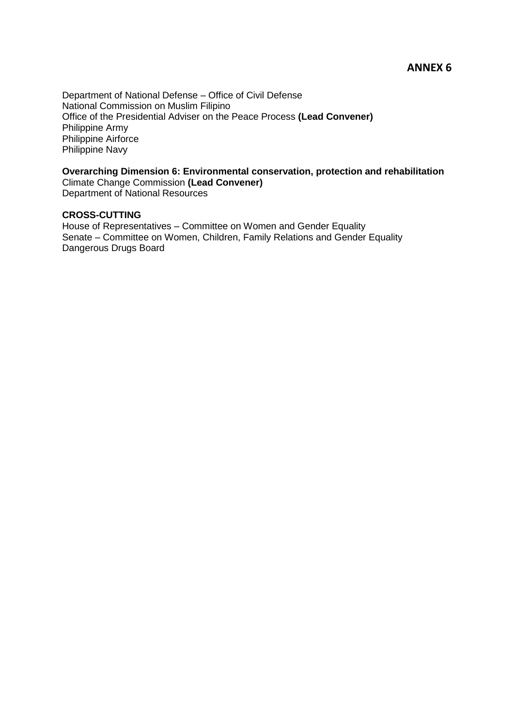## ANNEX 6

Department of National Defense – Office of Civil Defense
National Commission on Muslim Filipino
Office of the Presidential Adviser on the Peace Process **(Lead Convener)**
Philippine Army
Philippine Airforce
Philippine Navy

**Overarching Dimension 6: Environmental conservation, protection and rehabilitation**
Climate Change Commission **(Lead Convener)**
Department of National Resources

**CROSS-CUTTING**
House of Representatives – Committee on Women and Gender Equality
Senate – Committee on Women, Children, Family Relations and Gender Equality
Dangerous Drugs Board